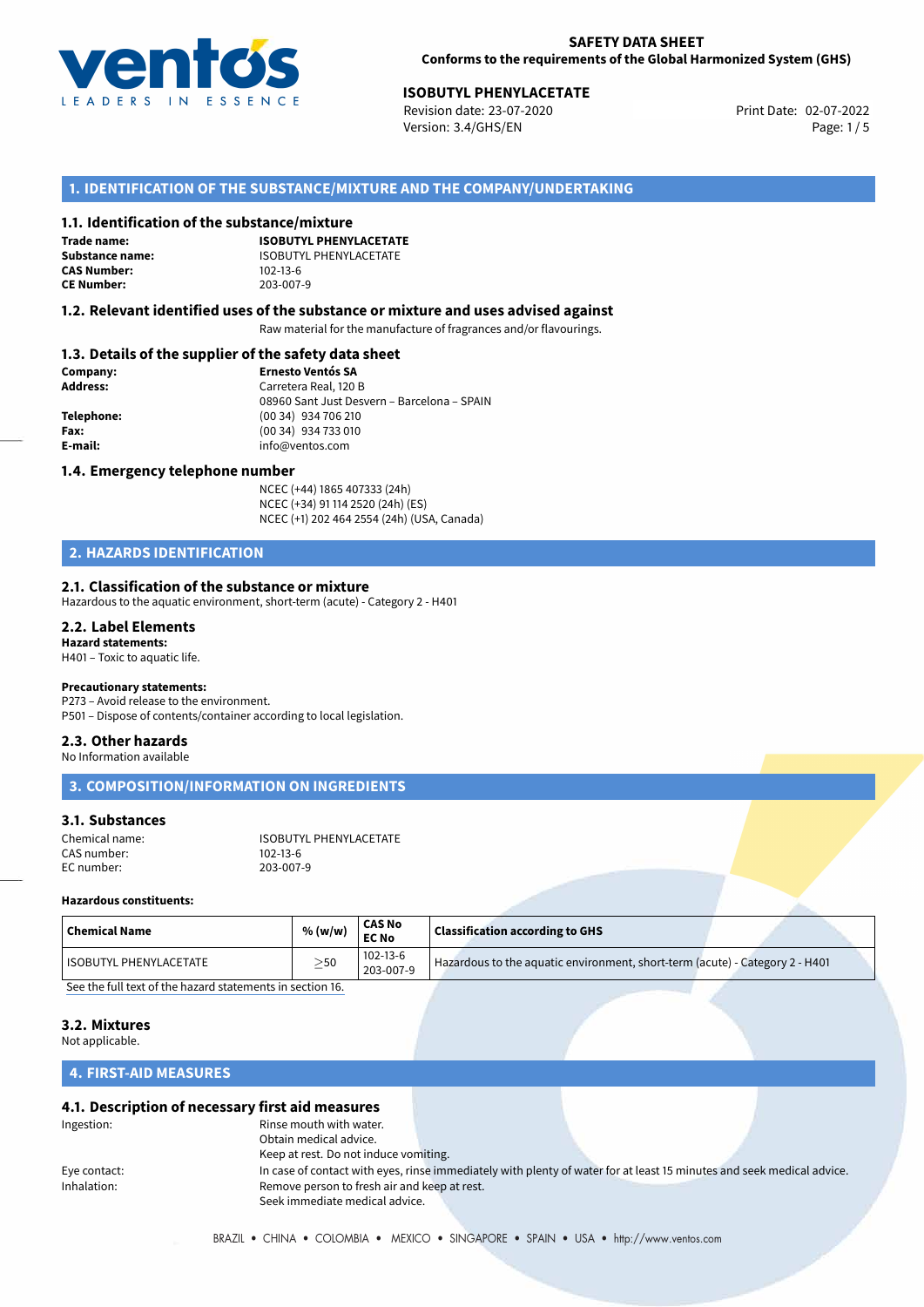**SAFETY DATA SHEET**
**Conforms to the requirements of the Global Harmonized System (GHS)**

**ISOBUTYL PHENYLACETATE**
Revision date: 23-07-2020
Version: 3.4/GHS/EN
Print Date: 02-07-2022

## 1. IDENTIFICATION OF THE SUBSTANCE/MIXTURE AND THE COMPANY/UNDERTAKING

### 1.1. Identification of the substance/mixture

**Trade name:** **ISOBUTYL PHENYLACETATE**
**Substance name:** ISOBUTYL PHENYLACETATE
**CAS Number:** 102-13-6
**CE Number:** 203-007-9

### 1.2. Relevant identified uses of the substance or mixture and uses advised against

Raw material for the manufacture of fragrances and/or flavourings.

### 1.3. Details of the supplier of the safety data sheet

**Company:** **Ernesto Ventós SA**
**Address:** Carretera Real, 120 B
08960 Sant Just Desvern – Barcelona – SPAIN
**Telephone:** (00 34) 934 706 210
**Fax:** (00 34) 934 733 010
**E-mail:** info@ventos.com

### 1.4. Emergency telephone number

NCEC (+44) 1865 407333 (24h)
NCEC (+34) 91 114 2520 (24h) (ES)
NCEC (+1) 202 464 2554 (24h) (USA, Canada)

## 2. HAZARDS IDENTIFICATION

### 2.1. Classification of the substance or mixture

Hazardous to the aquatic environment, short-term (acute) - Category 2 - H401

### 2.2. Label Elements

**Hazard statements:**
H401 – Toxic to aquatic life.

**Precautionary statements:**
P273 – Avoid release to the environment.
P501 – Dispose of contents/container according to local legislation.

### 2.3. Other hazards

No Information available

## 3. COMPOSITION/INFORMATION ON INGREDIENTS

### 3.1. Substances

Chemical name: ISOBUTYL PHENYLACETATE
CAS number: 102-13-6
EC number: 203-007-9

**Hazardous constituents:**

| Chemical Name | % (w/w) | CAS No EC No | Classification according to GHS |
|---|---|---|---|
| ISOBUTYL PHENYLACETATE | ≥50 | 102-13-6 203-007-9 | Hazardous to the aquatic environment, short-term (acute) - Category 2 - H401 |

See the full text of the hazard statements in section 16.

### 3.2. Mixtures

Not applicable.

## 4. FIRST-AID MEASURES

### 4.1. Description of necessary first aid measures

Ingestion: Rinse mouth with water.
Obtain medical advice.
Keep at rest. Do not induce vomiting.

Eye contact: In case of contact with eyes, rinse immediately with plenty of water for at least 15 minutes and seek medical advice.

Inhalation: Remove person to fresh air and keep at rest.
Seek immediate medical advice.

BRAZIL • CHINA • COLOMBIA • MEXICO • SINGAPORE • SPAIN • USA • http://www.ventos.com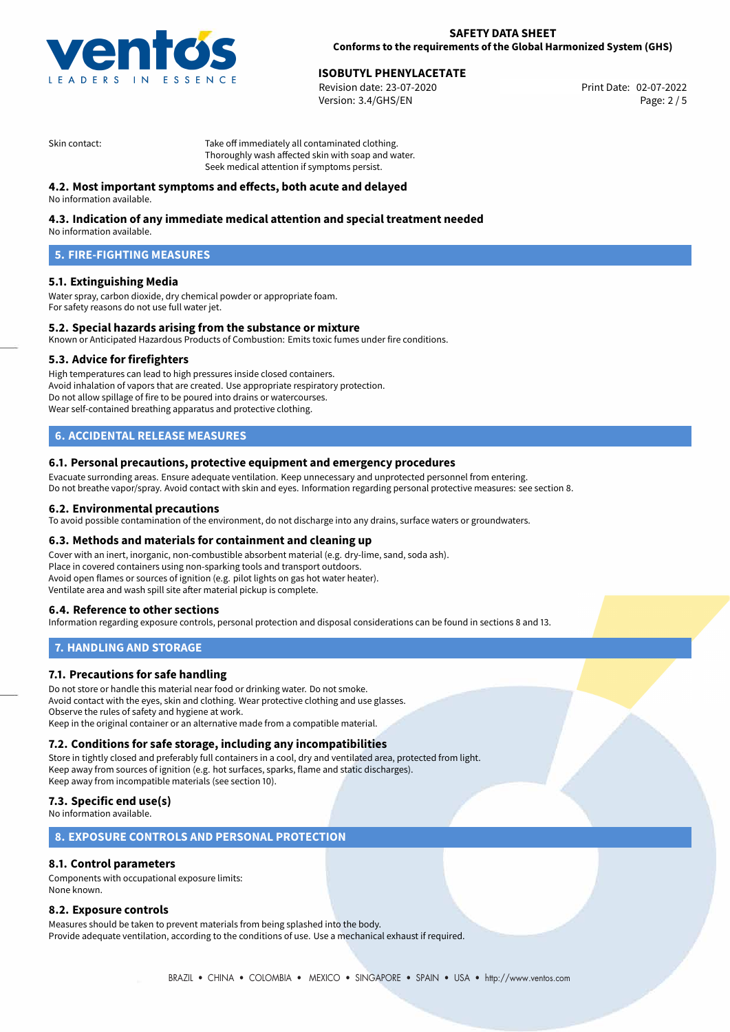Skin contact: Take off immediately all contaminated clothing.
Thoroughly wash affected skin with soap and water.
Seek medical attention if symptoms persist.

### 4.2. Most important symptoms and effects, both acute and delayed

No information available.

### 4.3. Indication of any immediate medical attention and special treatment needed

No information available.

## 5. FIRE-FIGHTING MEASURES

### 5.1. Extinguishing Media

Water spray, carbon dioxide, dry chemical powder or appropriate foam.
For safety reasons do not use full water jet.

### 5.2. Special hazards arising from the substance or mixture

Known or Anticipated Hazardous Products of Combustion: Emits toxic fumes under fire conditions.

### 5.3. Advice for firefighters

High temperatures can lead to high pressures inside closed containers.
Avoid inhalation of vapors that are created. Use appropriate respiratory protection.
Do not allow spillage of fire to be poured into drains or watercourses.
Wear self-contained breathing apparatus and protective clothing.

## 6. ACCIDENTAL RELEASE MEASURES

### 6.1. Personal precautions, protective equipment and emergency procedures

Evacuate surronding areas. Ensure adequate ventilation. Keep unnecessary and unprotected personnel from entering.
Do not breathe vapor/spray. Avoid contact with skin and eyes. Information regarding personal protective measures: see section 8.

### 6.2. Environmental precautions

To avoid possible contamination of the environment, do not discharge into any drains, surface waters or groundwaters.

### 6.3. Methods and materials for containment and cleaning up

Cover with an inert, inorganic, non-combustible absorbent material (e.g. dry-lime, sand, soda ash).
Place in covered containers using non-sparking tools and transport outdoors.
Avoid open flames or sources of ignition (e.g. pilot lights on gas hot water heater).
Ventilate area and wash spill site after material pickup is complete.

### 6.4. Reference to other sections

Information regarding exposure controls, personal protection and disposal considerations can be found in sections 8 and 13.

## 7. HANDLING AND STORAGE

### 7.1. Precautions for safe handling

Do not store or handle this material near food or drinking water. Do not smoke.
Avoid contact with the eyes, skin and clothing. Wear protective clothing and use glasses.
Observe the rules of safety and hygiene at work.
Keep in the original container or an alternative made from a compatible material.

### 7.2. Conditions for safe storage, including any incompatibilities

Store in tightly closed and preferably full containers in a cool, dry and ventilated area, protected from light.
Keep away from sources of ignition (e.g. hot surfaces, sparks, flame and static discharges).
Keep away from incompatible materials (see section 10).

### 7.3. Specific end use(s)

No information available.

## 8. EXPOSURE CONTROLS AND PERSONAL PROTECTION

### 8.1. Control parameters

Components with occupational exposure limits:
None known.

### 8.2. Exposure controls

Measures should be taken to prevent materials from being splashed into the body.
Provide adequate ventilation, according to the conditions of use. Use a mechanical exhaust if required.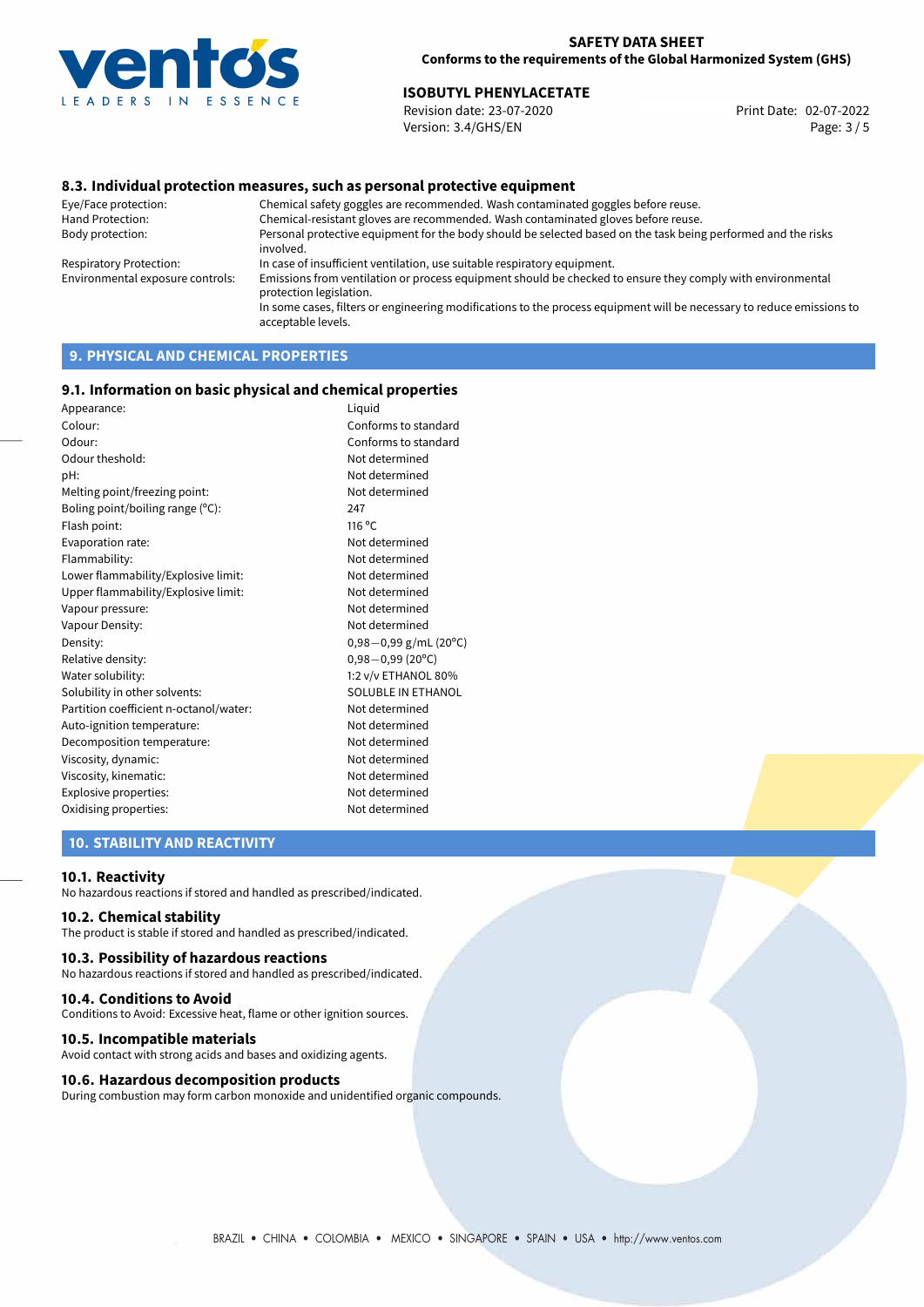## 8.3. Individual protection measures, such as personal protective equipment

| | |
|---|---|
| Eye/Face protection: | Chemical safety goggles are recommended. Wash contaminated goggles before reuse. |
| Hand Protection: | Chemical-resistant gloves are recommended. Wash contaminated gloves before reuse. |
| Body protection: | Personal protective equipment for the body should be selected based on the task being performed and the risks involved. |
| Respiratory Protection: | In case of insufficient ventilation, use suitable respiratory equipment. |
| Environmental exposure controls: | Emissions from ventilation or process equipment should be checked to ensure they comply with environmental protection legislation. In some cases, filters or engineering modifications to the process equipment will be necessary to reduce emissions to acceptable levels. |

# 9. PHYSICAL AND CHEMICAL PROPERTIES

## 9.1. Information on basic physical and chemical properties

| | |
|---|---|
| Appearance: | Liquid |
| Colour: | Conforms to standard |
| Odour: | Conforms to standard |
| Odour theshold: | Not determined |
| pH: | Not determined |
| Melting point/freezing point: | Not determined |
| Boling point/boiling range (°C): | 247 |
| Flash point: | 116 °C |
| Evaporation rate: | Not determined |
| Flammability: | Not determined |
| Lower flammability/Explosive limit: | Not determined |
| Upper flammability/Explosive limit: | Not determined |
| Vapour pressure: | Not determined |
| Vapour Density: | Not determined |
| Density: | 0,98−0,99 g/mL (20°C) |
| Relative density: | 0,98−0,99 (20°C) |
| Water solubility: | 1:2 v/v ETHANOL 80% |
| Solubility in other solvents: | SOLUBLE IN ETHANOL |
| Partition coefficient n-octanol/water: | Not determined |
| Auto-ignition temperature: | Not determined |
| Decomposition temperature: | Not determined |
| Viscosity, dynamic: | Not determined |
| Viscosity, kinematic: | Not determined |
| Explosive properties: | Not determined |
| Oxidising properties: | Not determined |

# 10. STABILITY AND REACTIVITY

## 10.1. Reactivity

No hazardous reactions if stored and handled as prescribed/indicated.

## 10.2. Chemical stability

The product is stable if stored and handled as prescribed/indicated.

## 10.3. Possibility of hazardous reactions

No hazardous reactions if stored and handled as prescribed/indicated.

## 10.4. Conditions to Avoid

Conditions to Avoid: Excessive heat, flame or other ignition sources.

## 10.5. Incompatible materials

Avoid contact with strong acids and bases and oxidizing agents.

## 10.6. Hazardous decomposition products

During combustion may form carbon monoxide and unidentified organic compounds.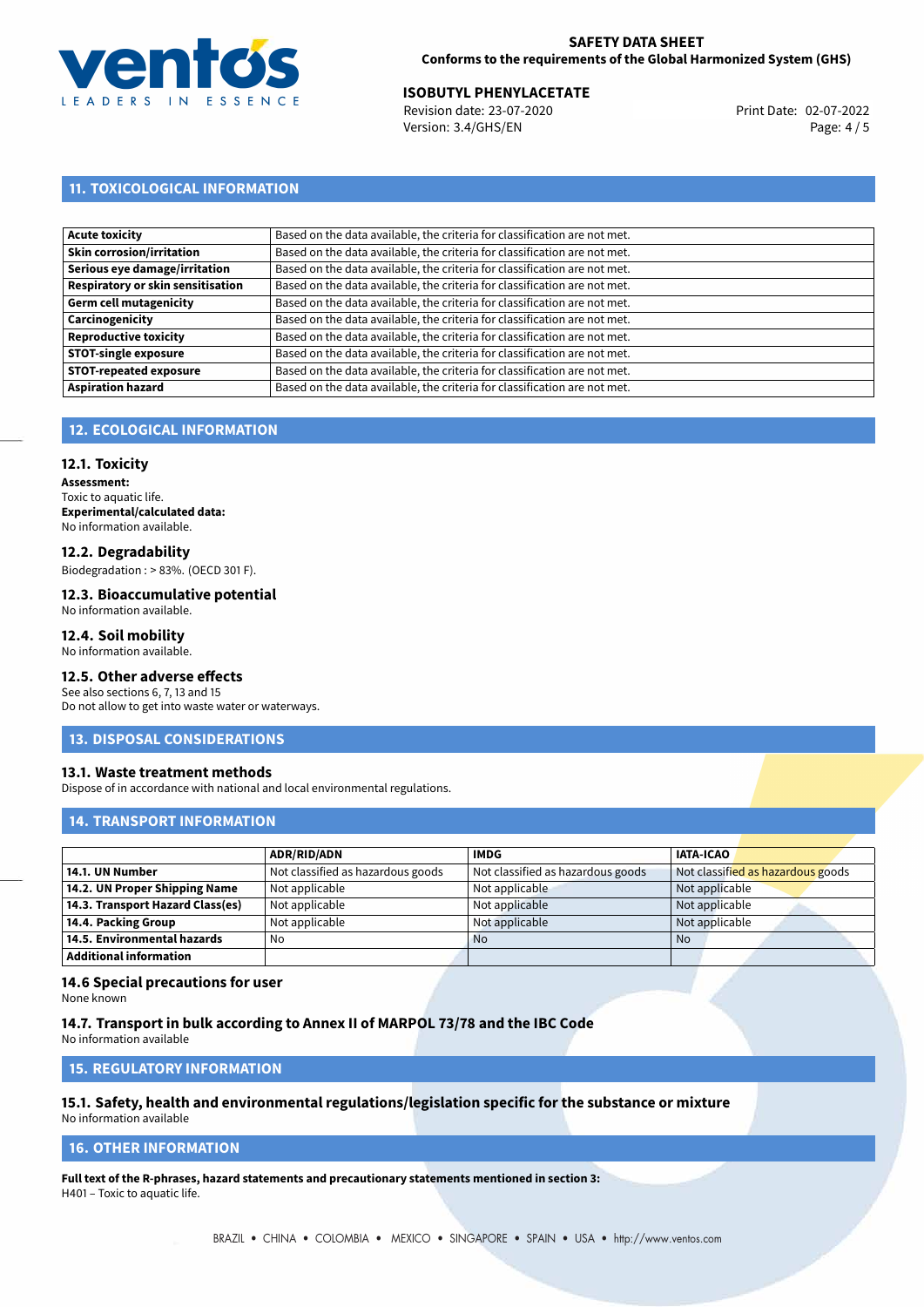## 11. TOXICOLOGICAL INFORMATION

| | |
|---|---|
| **Acute toxicity** | Based on the data available, the criteria for classification are not met. |
| **Skin corrosion/irritation** | Based on the data available, the criteria for classification are not met. |
| **Serious eye damage/irritation** | Based on the data available, the criteria for classification are not met. |
| **Respiratory or skin sensitisation** | Based on the data available, the criteria for classification are not met. |
| **Germ cell mutagenicity** | Based on the data available, the criteria for classification are not met. |
| **Carcinogenicity** | Based on the data available, the criteria for classification are not met. |
| **Reproductive toxicity** | Based on the data available, the criteria for classification are not met. |
| **STOT-single exposure** | Based on the data available, the criteria for classification are not met. |
| **STOT-repeated exposure** | Based on the data available, the criteria for classification are not met. |
| **Aspiration hazard** | Based on the data available, the criteria for classification are not met. |

## 12. ECOLOGICAL INFORMATION

### 12.1. Toxicity

**Assessment:**
Toxic to aquatic life.
**Experimental/calculated data:**
No information available.

### 12.2. Degradability

Biodegradation : > 83%. (OECD 301 F).

### 12.3. Bioaccumulative potential

No information available.

### 12.4. Soil mobility

No information available.

### 12.5. Other adverse effects

See also sections 6, 7, 13 and 15
Do not allow to get into waste water or waterways.

## 13. DISPOSAL CONSIDERATIONS

### 13.1. Waste treatment methods

Dispose of in accordance with national and local environmental regulations.

## 14. TRANSPORT INFORMATION

| | ADR/RID/ADN | IMDG | IATA-ICAO |
|---|---|---|---|
| **14.1. UN Number** | Not classified as hazardous goods | Not classified as hazardous goods | Not classified as hazardous goods |
| **14.2. UN Proper Shipping Name** | Not applicable | Not applicable | Not applicable |
| **14.3. Transport Hazard Class(es)** | Not applicable | Not applicable | Not applicable |
| **14.4. Packing Group** | Not applicable | Not applicable | Not applicable |
| **14.5. Environmental hazards** | No | No | No |
| **Additional information** | | | |

### 14.6 Special precautions for user

None known

### 14.7. Transport in bulk according to Annex II of MARPOL 73/78 and the IBC Code

No information available

## 15. REGULATORY INFORMATION

### 15.1. Safety, health and environmental regulations/legislation specific for the substance or mixture

No information available

## 16. OTHER INFORMATION

**Full text of the R-phrases, hazard statements and precautionary statements mentioned in section 3:**
H401 – Toxic to aquatic life.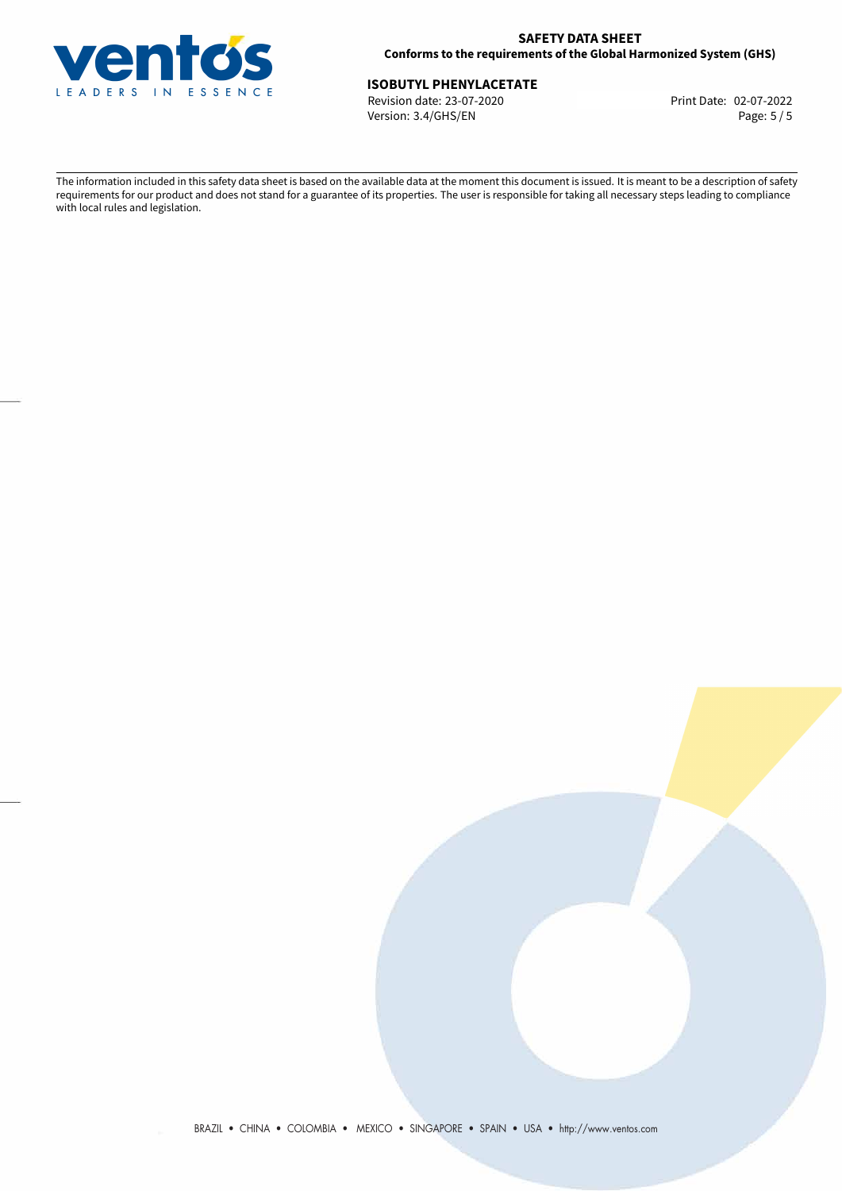The information included in this safety data sheet is based on the available data at the moment this document is issued. It is meant to be a description of safety requirements for our product and does not stand for a guarantee of its properties. The user is responsible for taking all necessary steps leading to compliance with local rules and legislation.